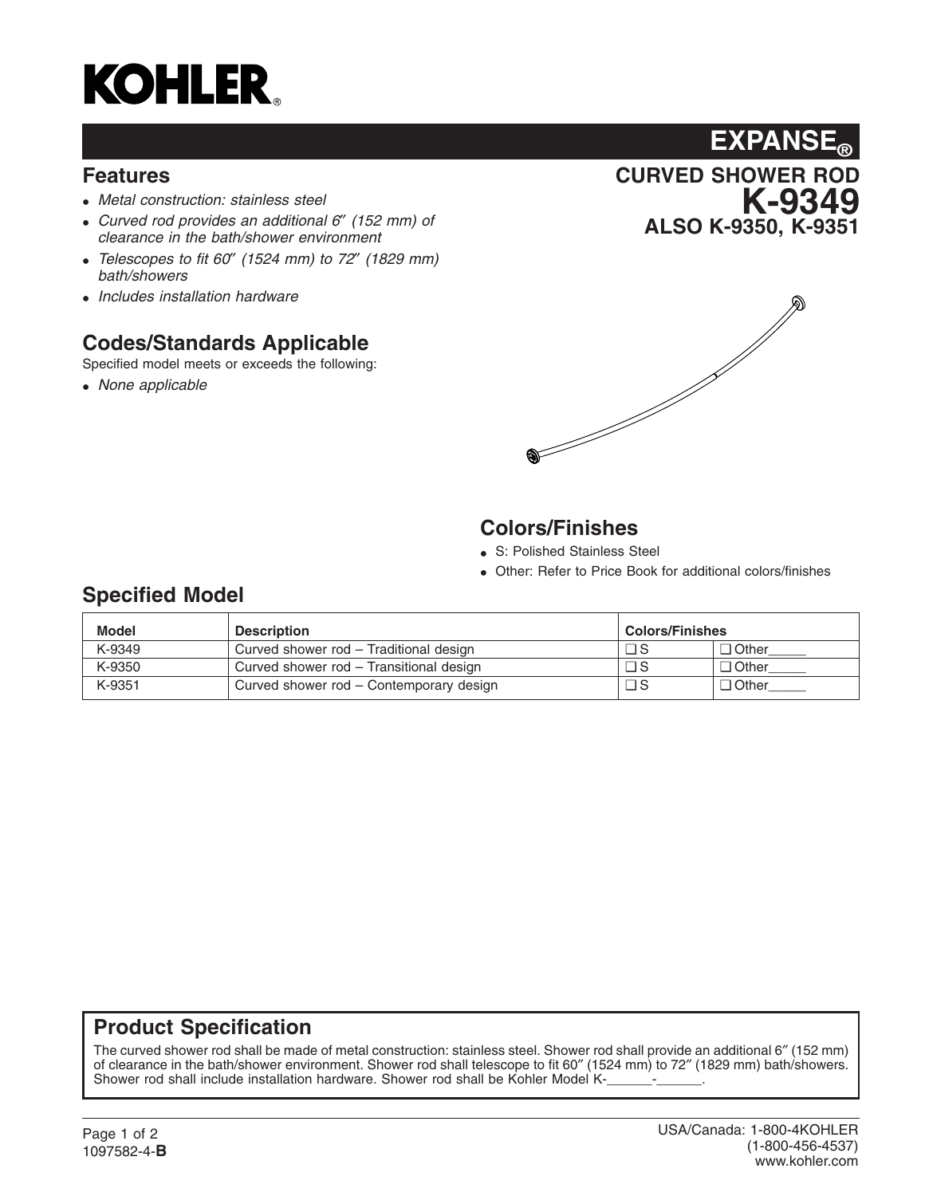# KOHLER®

## EXPANSE®

## CURVED SHOWER ROD
## K-9349
## ALSO K-9350, K-9351

## Features

- *Metal construction: stainless steel*
- *Curved rod provides an additional 6″ (152 mm) of clearance in the bath/shower environment*
- *Telescopes to fit 60″ (1524 mm) to 72″ (1829 mm) bath/showers*
- *Includes installation hardware*

## Codes/Standards Applicable

Specified model meets or exceeds the following:

- *None applicable*

## Colors/Finishes

- S: Polished Stainless Steel
- Other: Refer to Price Book for additional colors/finishes

## Specified Model

| Model | Description | Colors/Finishes | |
|---|---|---|---|
| K-9349 | Curved shower rod – Traditional design | ❑ S | ❑ Other_____ |
| K-9350 | Curved shower rod – Transitional design | ❑ S | ❑ Other_____ |
| K-9351 | Curved shower rod – Contemporary design | ❑ S | ❑ Other_____ |

## Product Specification

The curved shower rod shall be made of metal construction: stainless steel. Shower rod shall provide an additional 6″ (152 mm) of clearance in the bath/shower environment. Shower rod shall telescope to fit 60″ (1524 mm) to 72″ (1829 mm) bath/showers. Shower rod shall include installation hardware. Shower rod shall be Kohler Model K-______-______.

1097582-4-**B**

USA/Canada: 1-800-4KOHLER
(1-800-456-4537)
www.kohler.com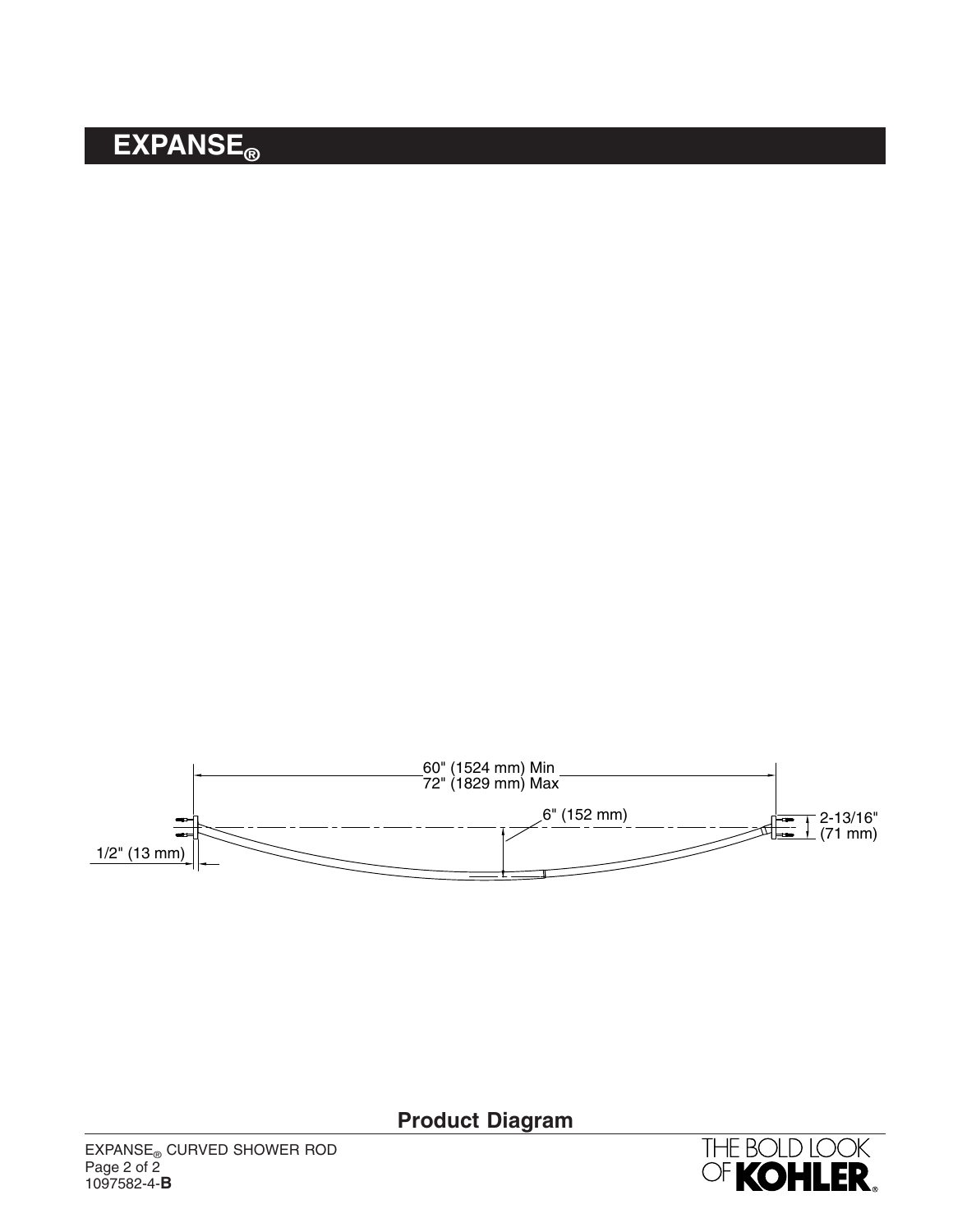# EXPANSE®

60" (1524 mm) Min
72" (1829 mm) Max

6" (152 mm)

2-13/16"
(71 mm)

1/2" (13 mm)

**Product Diagram**

EXPANSE® CURVED SHOWER ROD
1097582-4-**B**